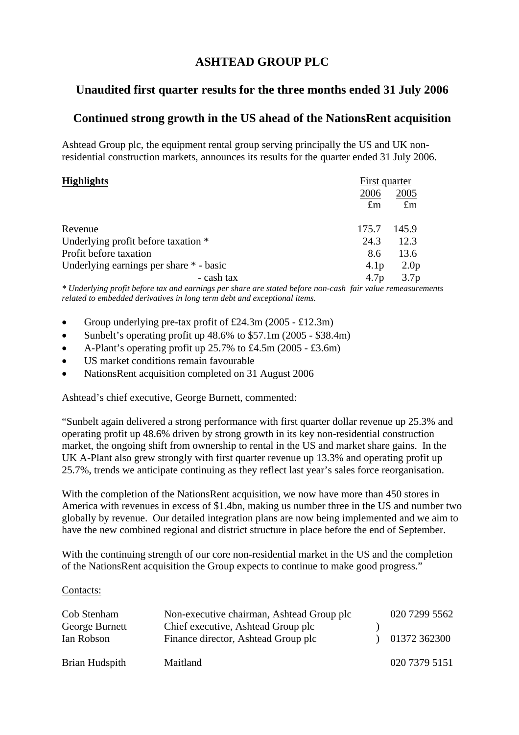# ASHTEAD GROUP PLC

## Unaudited first quarter results for the three months ended 31 July 2006

## Continued strong growth in the US ahead of the NationsRent acquisition

Ashtead Group plc, the equipment rental group serving principally the US and UK non-residential construction markets, announces its results for the quarter ended 31 July 2006.

| **Highlights** | First quarter | |
|---|---|---|
| | 2006 | 2005 |
| | £m | £m |
| Revenue | 175.7 | 145.9 |
| Underlying profit before taxation * | 24.3 | 12.3 |
| Profit before taxation | 8.6 | 13.6 |
| Underlying earnings per share * - basic | 4.1p | 2.0p |
| - cash tax | 4.7p | 3.7p |

*\* Underlying profit before tax and earnings per share are stated before non-cash fair value remeasurements related to embedded derivatives in long term debt and exceptional items.*

- Group underlying pre-tax profit of £24.3m (2005 - £12.3m)
- Sunbelt's operating profit up 48.6% to $57.1m (2005 - $38.4m)
- A-Plant's operating profit up 25.7% to £4.5m (2005 - £3.6m)
- US market conditions remain favourable
- NationsRent acquisition completed on 31 August 2006

Ashtead's chief executive, George Burnett, commented:

"Sunbelt again delivered a strong performance with first quarter dollar revenue up 25.3% and operating profit up 48.6% driven by strong growth in its key non-residential construction market, the ongoing shift from ownership to rental in the US and market share gains. In the UK A-Plant also grew strongly with first quarter revenue up 13.3% and operating profit up 25.7%, trends we anticipate continuing as they reflect last year's sales force reorganisation.

With the completion of the NationsRent acquisition, we now have more than 450 stores in America with revenues in excess of $1.4bn, making us number three in the US and number two globally by revenue. Our detailed integration plans are now being implemented and we aim to have the new combined regional and district structure in place before the end of September.

With the continuing strength of our core non-residential market in the US and the completion of the NationsRent acquisition the Group expects to continue to make good progress."

Contacts:

| | | |
|---|---|---|
| Cob Stenham | Non-executive chairman, Ashtead Group plc | 020 7299 5562 |
| George Burnett | Chief executive, Ashtead Group plc | ) |
| Ian Robson | Finance director, Ashtead Group plc | ) 01372 362300 |
| Brian Hudspith | Maitland | 020 7379 5151 |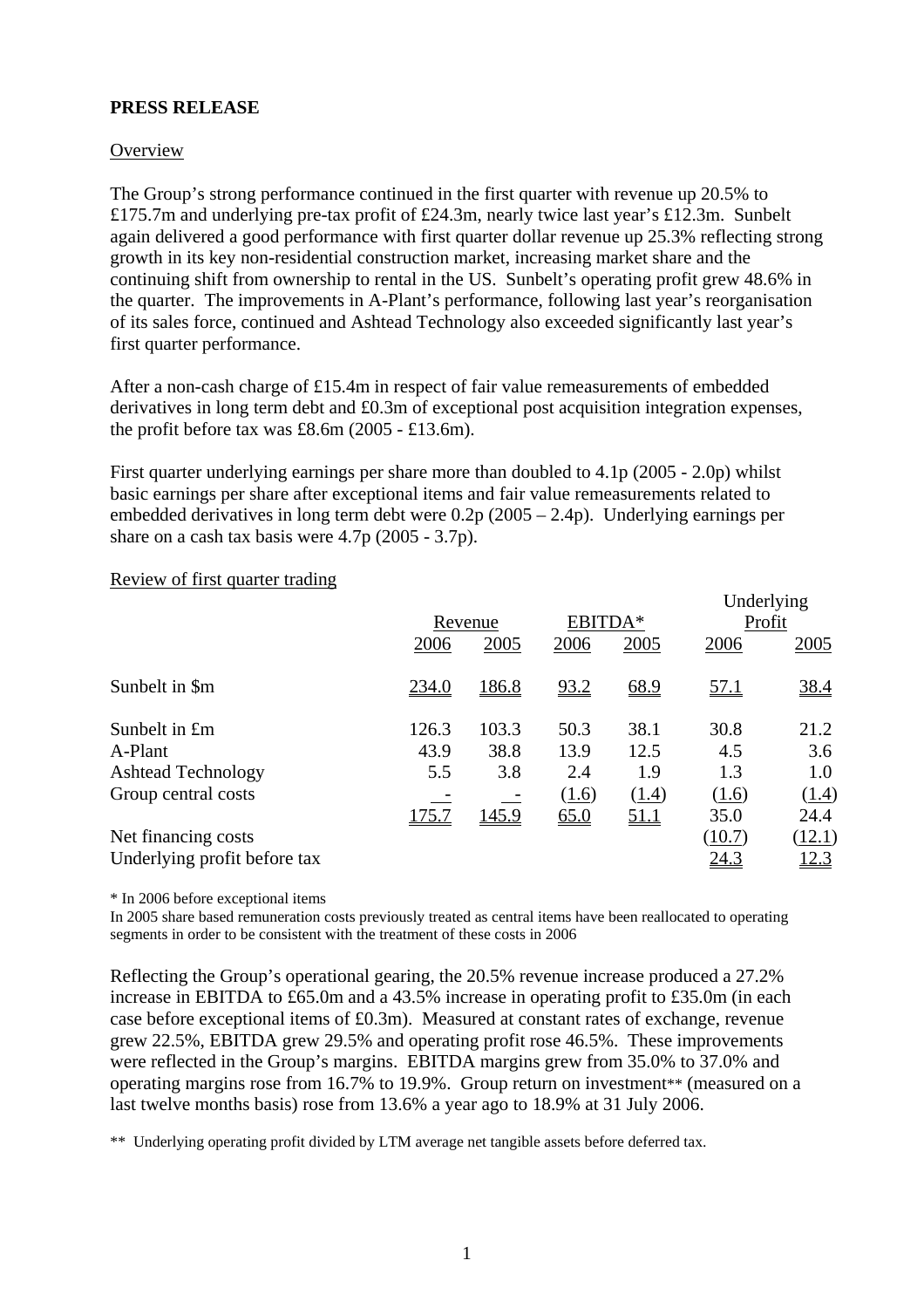**PRESS RELEASE**

Overview

The Group's strong performance continued in the first quarter with revenue up 20.5% to £175.7m and underlying pre-tax profit of £24.3m, nearly twice last year's £12.3m. Sunbelt again delivered a good performance with first quarter dollar revenue up 25.3% reflecting strong growth in its key non-residential construction market, increasing market share and the continuing shift from ownership to rental in the US. Sunbelt's operating profit grew 48.6% in the quarter. The improvements in A-Plant's performance, following last year's reorganisation of its sales force, continued and Ashtead Technology also exceeded significantly last year's first quarter performance.

After a non-cash charge of £15.4m in respect of fair value remeasurements of embedded derivatives in long term debt and £0.3m of exceptional post acquisition integration expenses, the profit before tax was £8.6m (2005 - £13.6m).

First quarter underlying earnings per share more than doubled to 4.1p (2005 - 2.0p) whilst basic earnings per share after exceptional items and fair value remeasurements related to embedded derivatives in long term debt were 0.2p (2005 – 2.4p). Underlying earnings per share on a cash tax basis were 4.7p (2005 - 3.7p).

Review of first quarter trading

| | Revenue | | EBITDA* | | Underlying Profit | |
|---|---|---|---|---|---|---|
| | 2006 | 2005 | 2006 | 2005 | 2006 | 2005 |
| Sunbelt in $m | 234.0 | 186.8 | 93.2 | 68.9 | 57.1 | 38.4 |
| Sunbelt in £m | 126.3 | 103.3 | 50.3 | 38.1 | 30.8 | 21.2 |
| A-Plant | 43.9 | 38.8 | 13.9 | 12.5 | 4.5 | 3.6 |
| Ashtead Technology | 5.5 | 3.8 | 2.4 | 1.9 | 1.3 | 1.0 |
| Group central costs | - | - | (1.6) | (1.4) | (1.6) | (1.4) |
| | 175.7 | 145.9 | 65.0 | 51.1 | 35.0 | 24.4 |
| Net financing costs | | | | | (10.7) | (12.1) |
| Underlying profit before tax | | | | | 24.3 | 12.3 |

\* In 2006 before exceptional items

In 2005 share based remuneration costs previously treated as central items have been reallocated to operating segments in order to be consistent with the treatment of these costs in 2006

Reflecting the Group's operational gearing, the 20.5% revenue increase produced a 27.2% increase in EBITDA to £65.0m and a 43.5% increase in operating profit to £35.0m (in each case before exceptional items of £0.3m). Measured at constant rates of exchange, revenue grew 22.5%, EBITDA grew 29.5% and operating profit rose 46.5%. These improvements were reflected in the Group's margins. EBITDA margins grew from 35.0% to 37.0% and operating margins rose from 16.7% to 19.9%. Group return on investment** (measured on a last twelve months basis) rose from 13.6% a year ago to 18.9% at 31 July 2006.

** Underlying operating profit divided by LTM average net tangible assets before deferred tax.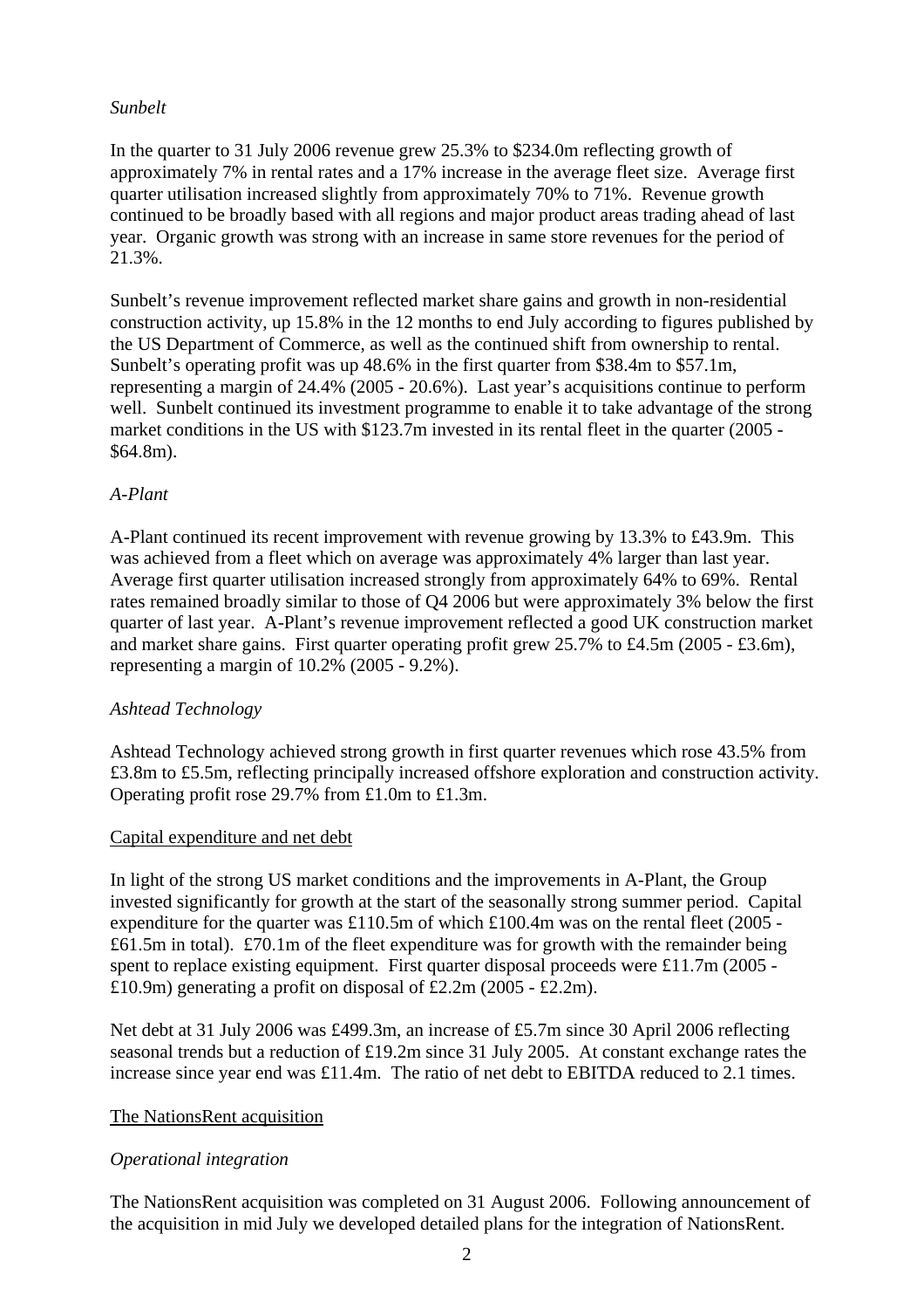*Sunbelt*

In the quarter to 31 July 2006 revenue grew 25.3% to \$234.0m reflecting growth of approximately 7% in rental rates and a 17% increase in the average fleet size. Average first quarter utilisation increased slightly from approximately 70% to 71%. Revenue growth continued to be broadly based with all regions and major product areas trading ahead of last year. Organic growth was strong with an increase in same store revenues for the period of 21.3%.

Sunbelt's revenue improvement reflected market share gains and growth in non-residential construction activity, up 15.8% in the 12 months to end July according to figures published by the US Department of Commerce, as well as the continued shift from ownership to rental. Sunbelt's operating profit was up 48.6% in the first quarter from \$38.4m to \$57.1m, representing a margin of 24.4% (2005 - 20.6%). Last year's acquisitions continue to perform well. Sunbelt continued its investment programme to enable it to take advantage of the strong market conditions in the US with \$123.7m invested in its rental fleet in the quarter (2005 - \$64.8m).

*A-Plant*

A-Plant continued its recent improvement with revenue growing by 13.3% to £43.9m. This was achieved from a fleet which on average was approximately 4% larger than last year. Average first quarter utilisation increased strongly from approximately 64% to 69%. Rental rates remained broadly similar to those of Q4 2006 but were approximately 3% below the first quarter of last year. A-Plant's revenue improvement reflected a good UK construction market and market share gains. First quarter operating profit grew 25.7% to £4.5m (2005 - £3.6m), representing a margin of 10.2% (2005 - 9.2%).

*Ashtead Technology*

Ashtead Technology achieved strong growth in first quarter revenues which rose 43.5% from £3.8m to £5.5m, reflecting principally increased offshore exploration and construction activity. Operating profit rose 29.7% from £1.0m to £1.3m.

Capital expenditure and net debt

In light of the strong US market conditions and the improvements in A-Plant, the Group invested significantly for growth at the start of the seasonally strong summer period. Capital expenditure for the quarter was £110.5m of which £100.4m was on the rental fleet (2005 - £61.5m in total). £70.1m of the fleet expenditure was for growth with the remainder being spent to replace existing equipment. First quarter disposal proceeds were £11.7m (2005 - £10.9m) generating a profit on disposal of £2.2m (2005 - £2.2m).

Net debt at 31 July 2006 was £499.3m, an increase of £5.7m since 30 April 2006 reflecting seasonal trends but a reduction of £19.2m since 31 July 2005. At constant exchange rates the increase since year end was £11.4m. The ratio of net debt to EBITDA reduced to 2.1 times.

The NationsRent acquisition

*Operational integration*

The NationsRent acquisition was completed on 31 August 2006. Following announcement of the acquisition in mid July we developed detailed plans for the integration of NationsRent.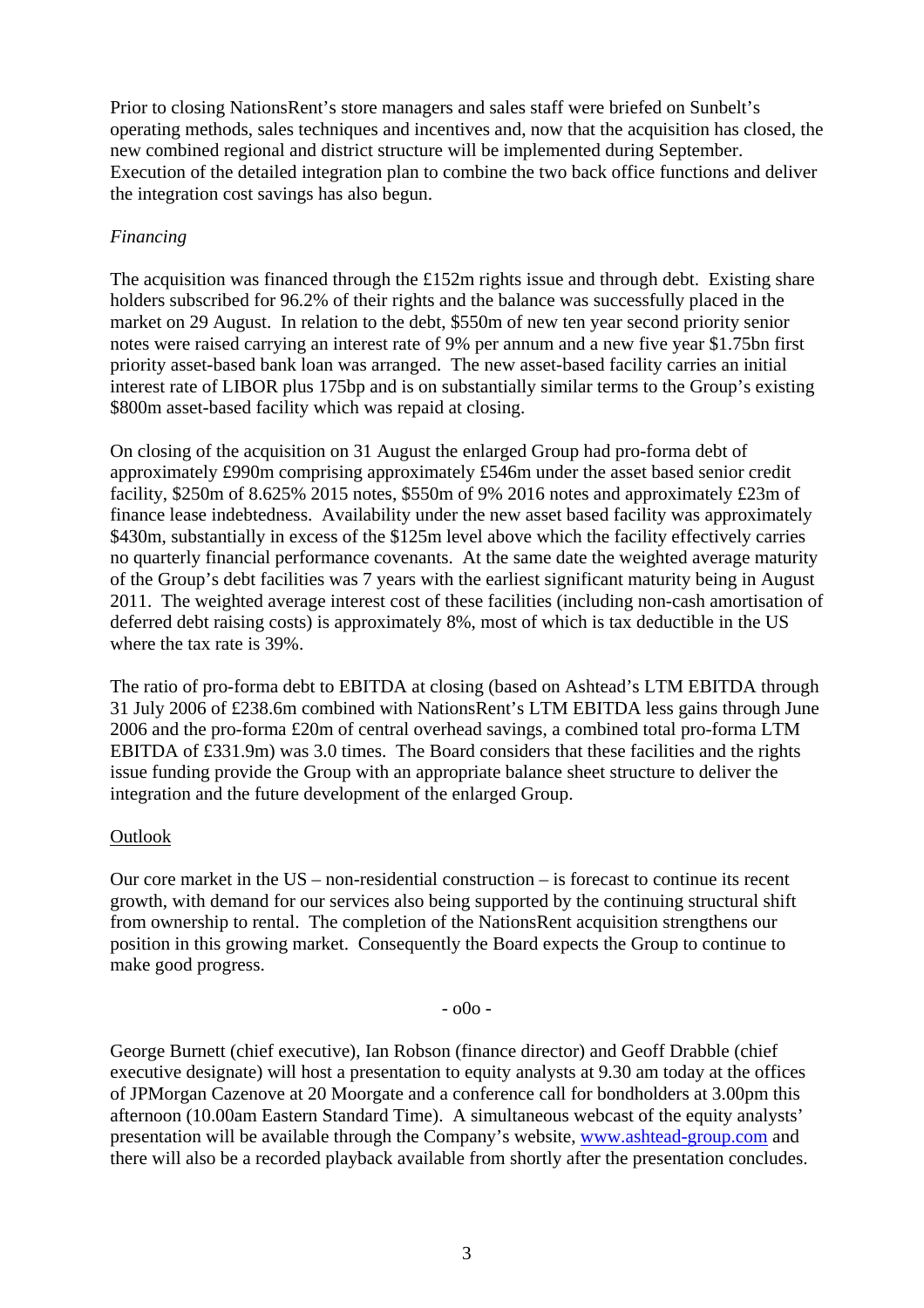Prior to closing NationsRent's store managers and sales staff were briefed on Sunbelt's operating methods, sales techniques and incentives and, now that the acquisition has closed, the new combined regional and district structure will be implemented during September. Execution of the detailed integration plan to combine the two back office functions and deliver the integration cost savings has also begun.

*Financing*

The acquisition was financed through the £152m rights issue and through debt. Existing share holders subscribed for 96.2% of their rights and the balance was successfully placed in the market on 29 August. In relation to the debt, $550m of new ten year second priority senior notes were raised carrying an interest rate of 9% per annum and a new five year $1.75bn first priority asset-based bank loan was arranged. The new asset-based facility carries an initial interest rate of LIBOR plus 175bp and is on substantially similar terms to the Group's existing $800m asset-based facility which was repaid at closing.

On closing of the acquisition on 31 August the enlarged Group had pro-forma debt of approximately £990m comprising approximately £546m under the asset based senior credit facility, $250m of 8.625% 2015 notes, $550m of 9% 2016 notes and approximately £23m of finance lease indebtedness. Availability under the new asset based facility was approximately $430m, substantially in excess of the $125m level above which the facility effectively carries no quarterly financial performance covenants. At the same date the weighted average maturity of the Group's debt facilities was 7 years with the earliest significant maturity being in August 2011. The weighted average interest cost of these facilities (including non-cash amortisation of deferred debt raising costs) is approximately 8%, most of which is tax deductible in the US where the tax rate is 39%.

The ratio of pro-forma debt to EBITDA at closing (based on Ashtead's LTM EBITDA through 31 July 2006 of £238.6m combined with NationsRent's LTM EBITDA less gains through June 2006 and the pro-forma £20m of central overhead savings, a combined total pro-forma LTM EBITDA of £331.9m) was 3.0 times. The Board considers that these facilities and the rights issue funding provide the Group with an appropriate balance sheet structure to deliver the integration and the future development of the enlarged Group.

Outlook

Our core market in the US – non-residential construction – is forecast to continue its recent growth, with demand for our services also being supported by the continuing structural shift from ownership to rental. The completion of the NationsRent acquisition strengthens our position in this growing market. Consequently the Board expects the Group to continue to make good progress.

- o0o -

George Burnett (chief executive), Ian Robson (finance director) and Geoff Drabble (chief executive designate) will host a presentation to equity analysts at 9.30 am today at the offices of JPMorgan Cazenove at 20 Moorgate and a conference call for bondholders at 3.00pm this afternoon (10.00am Eastern Standard Time). A simultaneous webcast of the equity analysts' presentation will be available through the Company's website, www.ashtead-group.com and there will also be a recorded playback available from shortly after the presentation concludes.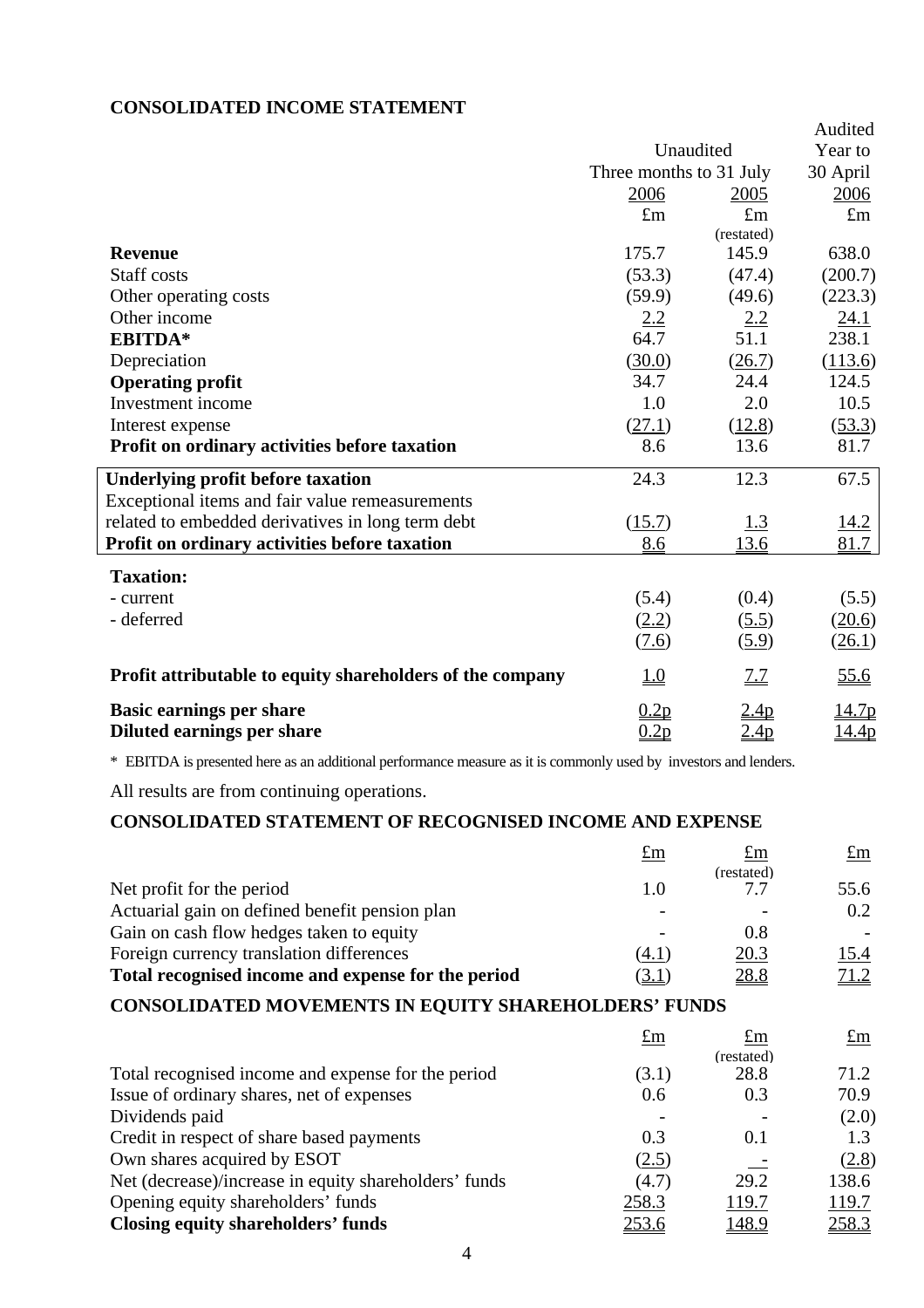## CONSOLIDATED INCOME STATEMENT

| | Unaudited | | Audited |
|---|---|---|---|
| | Three months to 31 July | | Year to 30 April |
| | 2006 | 2005 | 2006 |
| | £m | £m (restated) | £m |
| **Revenue** | 175.7 | 145.9 | 638.0 |
| Staff costs | (53.3) | (47.4) | (200.7) |
| Other operating costs | (59.9) | (49.6) | (223.3) |
| Other income | 2.2 | 2.2 | 24.1 |
| **EBITDA*** | 64.7 | 51.1 | 238.1 |
| Depreciation | (30.0) | (26.7) | (113.6) |
| **Operating profit** | 34.7 | 24.4 | 124.5 |
| Investment income | 1.0 | 2.0 | 10.5 |
| Interest expense | (27.1) | (12.8) | (53.3) |
| **Profit on ordinary activities before taxation** | 8.6 | 13.6 | 81.7 |
| **Underlying profit before taxation** | 24.3 | 12.3 | 67.5 |
| Exceptional items and fair value remeasurements related to embedded derivatives in long term debt | (15.7) | 1.3 | 14.2 |
| **Profit on ordinary activities before taxation** | 8.6 | 13.6 | 81.7 |
| **Taxation:** | | | |
| - current | (5.4) | (0.4) | (5.5) |
| - deferred | (2.2) | (5.5) | (20.6) |
| | (7.6) | (5.9) | (26.1) |
| **Profit attributable to equity shareholders of the company** | 1.0 | 7.7 | 55.6 |
| **Basic earnings per share** | 0.2p | 2.4p | 14.7p |
| **Diluted earnings per share** | 0.2p | 2.4p | 14.4p |

\* EBITDA is presented here as an additional performance measure as it is commonly used by investors and lenders.

All results are from continuing operations.

## CONSOLIDATED STATEMENT OF RECOGNISED INCOME AND EXPENSE

| | £m | £m (restated) | £m |
|---|---|---|---|
| Net profit for the period | 1.0 | 7.7 | 55.6 |
| Actuarial gain on defined benefit pension plan | - | - | 0.2 |
| Gain on cash flow hedges taken to equity | - | 0.8 | - |
| Foreign currency translation differences | (4.1) | 20.3 | 15.4 |
| **Total recognised income and expense for the period** | (3.1) | 28.8 | 71.2 |

## CONSOLIDATED MOVEMENTS IN EQUITY SHAREHOLDERS' FUNDS

| | £m | £m (restated) | £m |
|---|---|---|---|
| Total recognised income and expense for the period | (3.1) | 28.8 | 71.2 |
| Issue of ordinary shares, net of expenses | 0.6 | 0.3 | 70.9 |
| Dividends paid | - | - | (2.0) |
| Credit in respect of share based payments | 0.3 | 0.1 | 1.3 |
| Own shares acquired by ESOT | (2.5) | - | (2.8) |
| Net (decrease)/increase in equity shareholders' funds | (4.7) | 29.2 | 138.6 |
| Opening equity shareholders' funds | 258.3 | 119.7 | 119.7 |
| **Closing equity shareholders' funds** | 253.6 | 148.9 | 258.3 |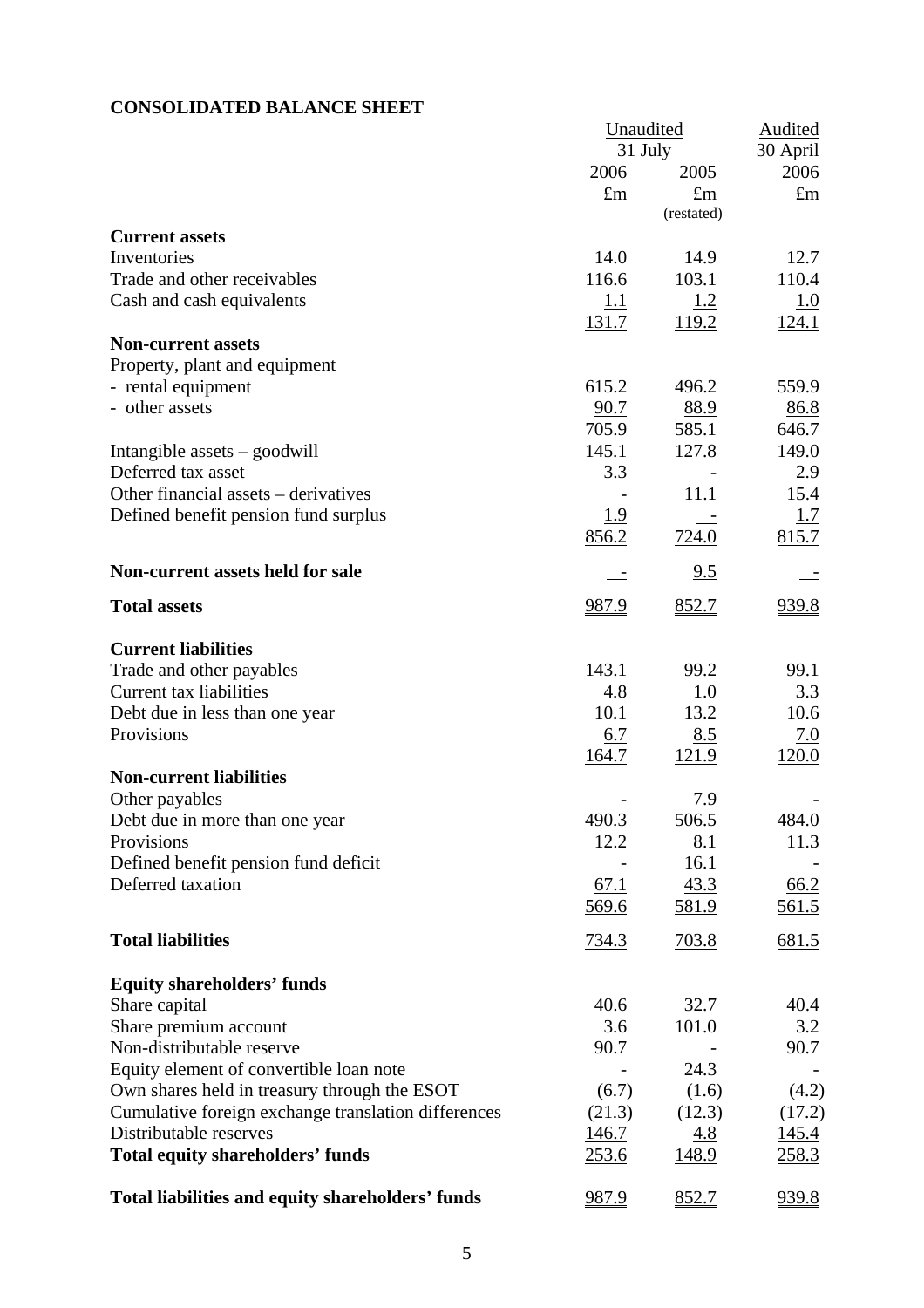## CONSOLIDATED BALANCE SHEET

| | Unaudited | | Audited |
|---|---|---|---|
| | 31 July | | 30 April |
| | 2006 | 2005 | 2006 |
| | £m | £m (restated) | £m |
| **Current assets** | | | |
| Inventories | 14.0 | 14.9 | 12.7 |
| Trade and other receivables | 116.6 | 103.1 | 110.4 |
| Cash and cash equivalents | 1.1 | 1.2 | 1.0 |
| | 131.7 | 119.2 | 124.1 |
| **Non-current assets** | | | |
| Property, plant and equipment | | | |
| - rental equipment | 615.2 | 496.2 | 559.9 |
| - other assets | 90.7 | 88.9 | 86.8 |
| | 705.9 | 585.1 | 646.7 |
| Intangible assets – goodwill | 145.1 | 127.8 | 149.0 |
| Deferred tax asset | 3.3 | - | 2.9 |
| Other financial assets – derivatives | - | 11.1 | 15.4 |
| Defined benefit pension fund surplus | 1.9 | - | 1.7 |
| | 856.2 | 724.0 | 815.7 |
| **Non-current assets held for sale** | - | 9.5 | - |
| **Total assets** | 987.9 | 852.7 | 939.8 |
| **Current liabilities** | | | |
| Trade and other payables | 143.1 | 99.2 | 99.1 |
| Current tax liabilities | 4.8 | 1.0 | 3.3 |
| Debt due in less than one year | 10.1 | 13.2 | 10.6 |
| Provisions | 6.7 | 8.5 | 7.0 |
| | 164.7 | 121.9 | 120.0 |
| **Non-current liabilities** | | | |
| Other payables | - | 7.9 | - |
| Debt due in more than one year | 490.3 | 506.5 | 484.0 |
| Provisions | 12.2 | 8.1 | 11.3 |
| Defined benefit pension fund deficit | - | 16.1 | - |
| Deferred taxation | 67.1 | 43.3 | 66.2 |
| | 569.6 | 581.9 | 561.5 |
| **Total liabilities** | 734.3 | 703.8 | 681.5 |
| **Equity shareholders' funds** | | | |
| Share capital | 40.6 | 32.7 | 40.4 |
| Share premium account | 3.6 | 101.0 | 3.2 |
| Non-distributable reserve | 90.7 | - | 90.7 |
| Equity element of convertible loan note | - | 24.3 | - |
| Own shares held in treasury through the ESOT | (6.7) | (1.6) | (4.2) |
| Cumulative foreign exchange translation differences | (21.3) | (12.3) | (17.2) |
| Distributable reserves | 146.7 | 4.8 | 145.4 |
| **Total equity shareholders' funds** | 253.6 | 148.9 | 258.3 |
| **Total liabilities and equity shareholders' funds** | 987.9 | 852.7 | 939.8 |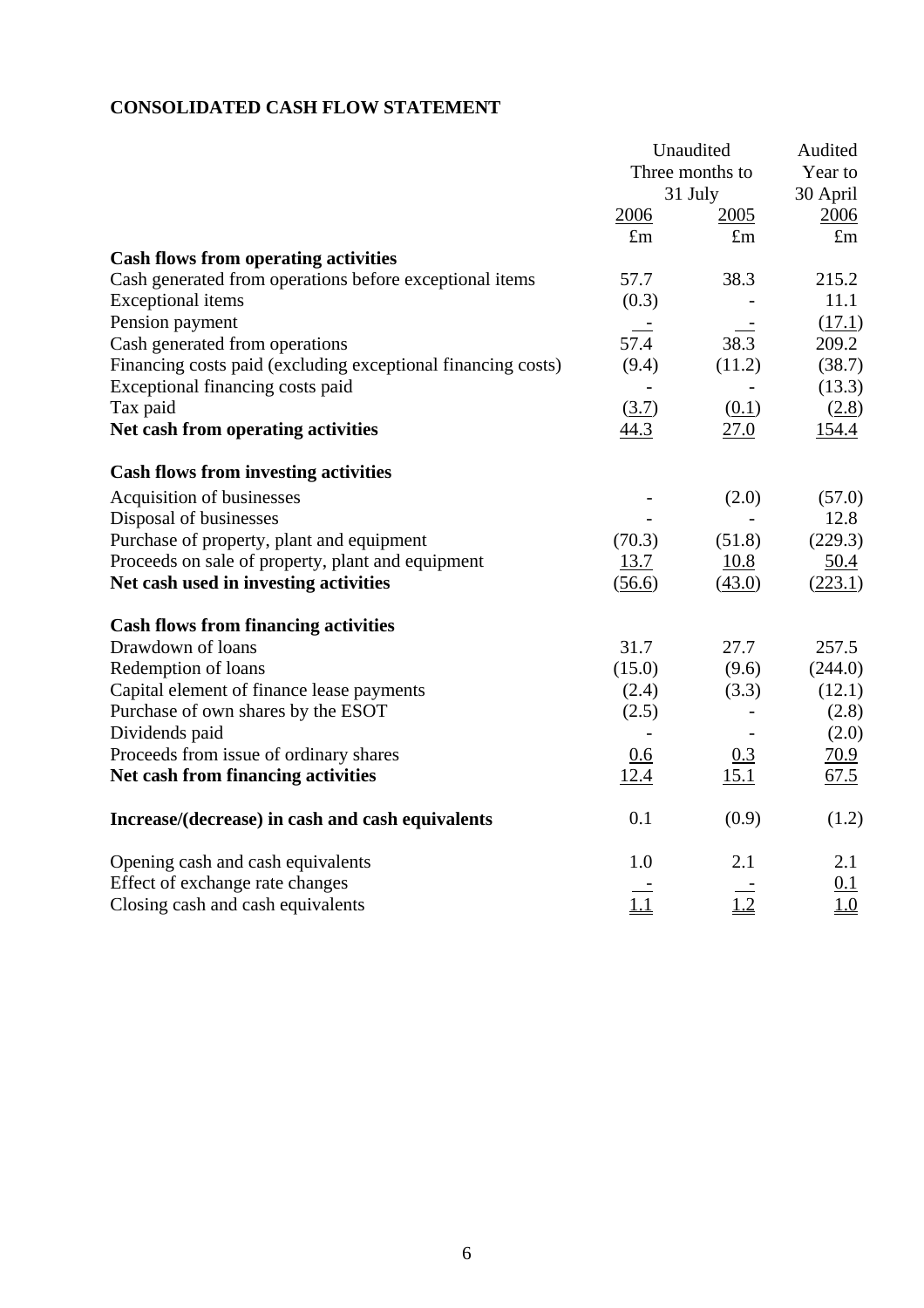## CONSOLIDATED CASH FLOW STATEMENT

| | Unaudited Three months to 31 July | | Audited Year to 30 April |
|---|---|---|---|
| | 2006 | 2005 | 2006 |
| | £m | £m | £m |
| **Cash flows from operating activities** | | | |
| Cash generated from operations before exceptional items | 57.7 | 38.3 | 215.2 |
| Exceptional items | (0.3) | - | 11.1 |
| Pension payment | - | - | (17.1) |
| Cash generated from operations | 57.4 | 38.3 | 209.2 |
| Financing costs paid (excluding exceptional financing costs) | (9.4) | (11.2) | (38.7) |
| Exceptional financing costs paid | - | - | (13.3) |
| Tax paid | (3.7) | (0.1) | (2.8) |
| **Net cash from operating activities** | 44.3 | 27.0 | 154.4 |
| **Cash flows from investing activities** | | | |
| Acquisition of businesses | - | (2.0) | (57.0) |
| Disposal of businesses | - | - | 12.8 |
| Purchase of property, plant and equipment | (70.3) | (51.8) | (229.3) |
| Proceeds on sale of property, plant and equipment | 13.7 | 10.8 | 50.4 |
| **Net cash used in investing activities** | (56.6) | (43.0) | (223.1) |
| **Cash flows from financing activities** | | | |
| Drawdown of loans | 31.7 | 27.7 | 257.5 |
| Redemption of loans | (15.0) | (9.6) | (244.0) |
| Capital element of finance lease payments | (2.4) | (3.3) | (12.1) |
| Purchase of own shares by the ESOT | (2.5) | - | (2.8) |
| Dividends paid | - | - | (2.0) |
| Proceeds from issue of ordinary shares | 0.6 | 0.3 | 70.9 |
| **Net cash from financing activities** | 12.4 | 15.1 | 67.5 |
| **Increase/(decrease) in cash and cash equivalents** | 0.1 | (0.9) | (1.2) |
| Opening cash and cash equivalents | 1.0 | 2.1 | 2.1 |
| Effect of exchange rate changes | - | - | 0.1 |
| Closing cash and cash equivalents | 1.1 | 1.2 | 1.0 |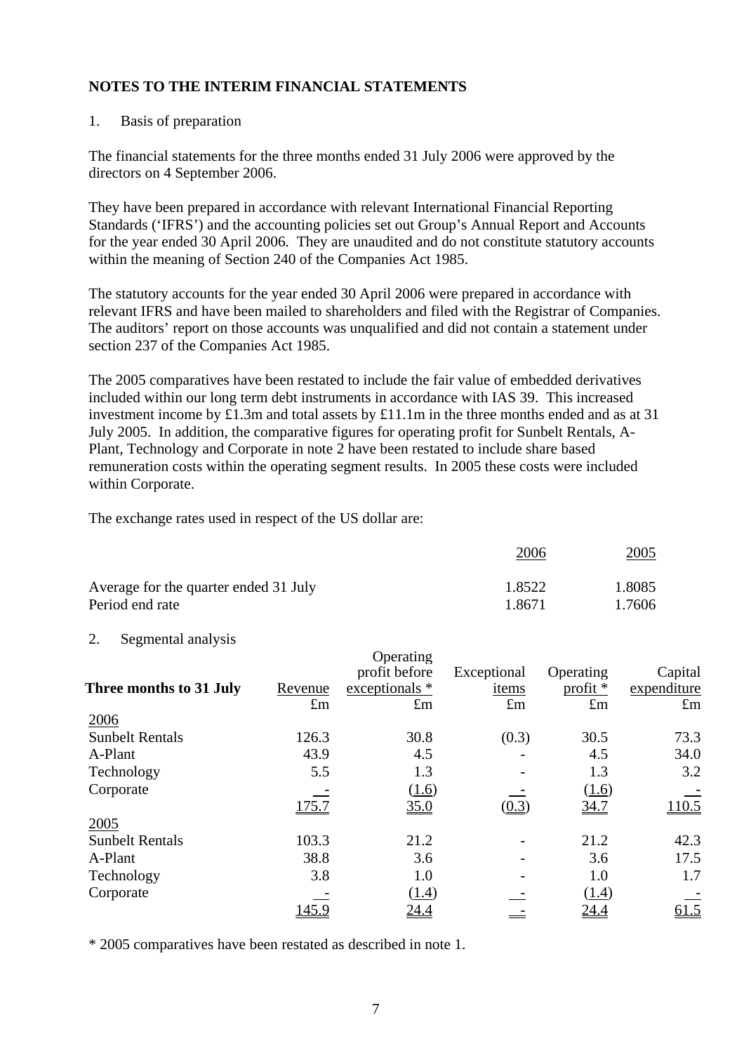## NOTES TO THE INTERIM FINANCIAL STATEMENTS

1. Basis of preparation

The financial statements for the three months ended 31 July 2006 were approved by the directors on 4 September 2006.

They have been prepared in accordance with relevant International Financial Reporting Standards ('IFRS') and the accounting policies set out Group's Annual Report and Accounts for the year ended 30 April 2006. They are unaudited and do not constitute statutory accounts within the meaning of Section 240 of the Companies Act 1985.

The statutory accounts for the year ended 30 April 2006 were prepared in accordance with relevant IFRS and have been mailed to shareholders and filed with the Registrar of Companies. The auditors' report on those accounts was unqualified and did not contain a statement under section 237 of the Companies Act 1985.

The 2005 comparatives have been restated to include the fair value of embedded derivatives included within our long term debt instruments in accordance with IAS 39. This increased investment income by £1.3m and total assets by £11.1m in the three months ended and as at 31 July 2005. In addition, the comparative figures for operating profit for Sunbelt Rentals, A-Plant, Technology and Corporate in note 2 have been restated to include share based remuneration costs within the operating segment results. In 2005 these costs were included within Corporate.

The exchange rates used in respect of the US dollar are:

| | 2006 | 2005 |
|---|---|---|
| Average for the quarter ended 31 July | 1.8522 | 1.8085 |
| Period end rate | 1.8671 | 1.7606 |

2. Segmental analysis

| Three months to 31 July | Revenue | Operating profit before exceptionals * | Exceptional items | Operating profit * | Capital expenditure |
|---|---|---|---|---|---|
| | £m | £m | £m | £m | £m |
| 2006 | | | | | |
| Sunbelt Rentals | 126.3 | 30.8 | (0.3) | 30.5 | 73.3 |
| A-Plant | 43.9 | 4.5 | - | 4.5 | 34.0 |
| Technology | 5.5 | 1.3 | - | 1.3 | 3.2 |
| Corporate | - | (1.6) | - | (1.6) | - |
| | 175.7 | 35.0 | (0.3) | 34.7 | 110.5 |
| 2005 | | | | | |
| Sunbelt Rentals | 103.3 | 21.2 | - | 21.2 | 42.3 |
| A-Plant | 38.8 | 3.6 | - | 3.6 | 17.5 |
| Technology | 3.8 | 1.0 | - | 1.0 | 1.7 |
| Corporate | - | (1.4) | - | (1.4) | - |
| | 145.9 | 24.4 | - | 24.4 | 61.5 |

* 2005 comparatives have been restated as described in note 1.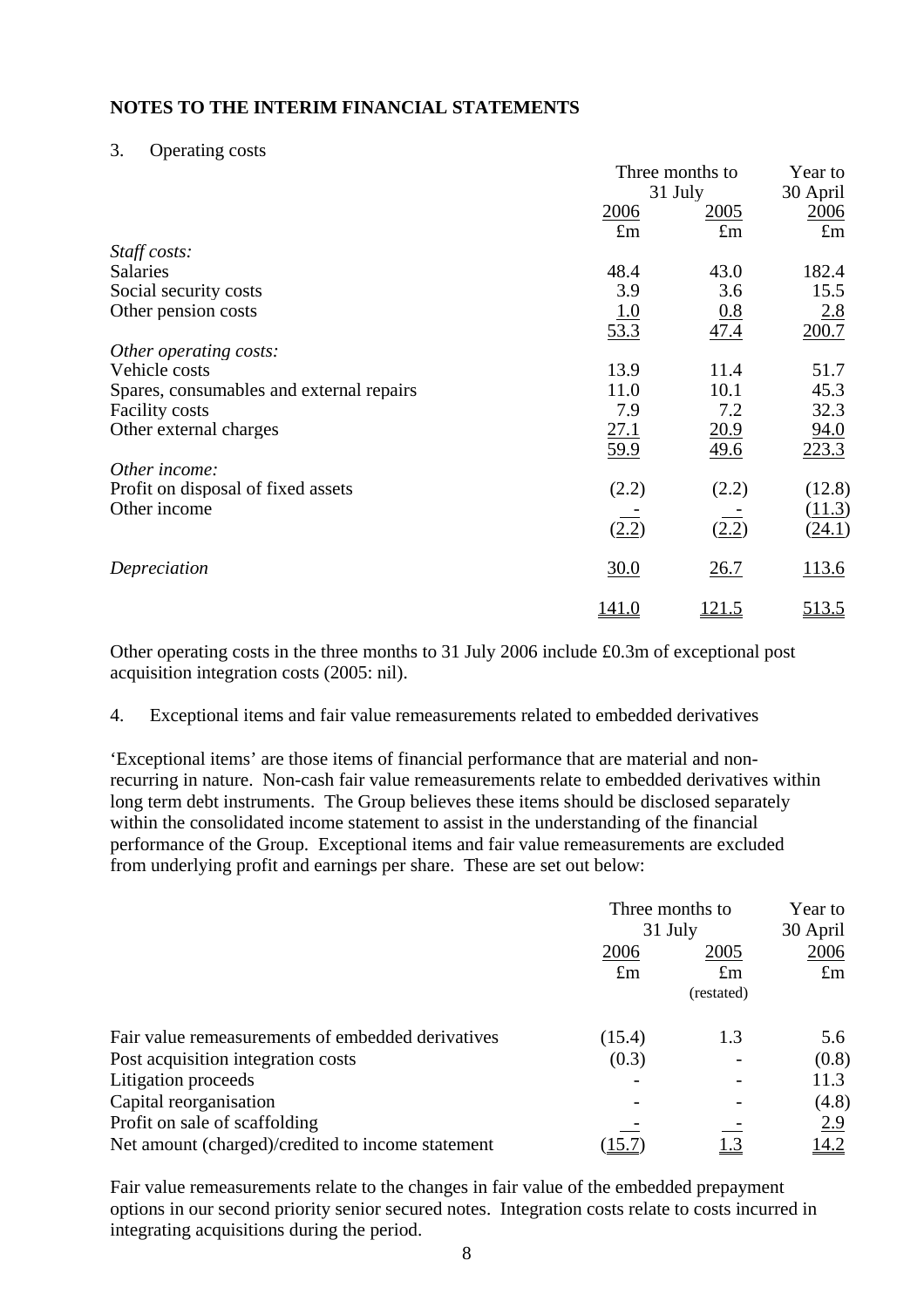## NOTES TO THE INTERIM FINANCIAL STATEMENTS

### 3. Operating costs

| | Three months to 31 July | | Year to 30 April |
|---|---|---|---|
| | 2006 | 2005 | 2006 |
| | £m | £m | £m |
| *Staff costs:* | | | |
| Salaries | 48.4 | 43.0 | 182.4 |
| Social security costs | 3.9 | 3.6 | 15.5 |
| Other pension costs | 1.0 | 0.8 | 2.8 |
| | 53.3 | 47.4 | 200.7 |
| *Other operating costs:* | | | |
| Vehicle costs | 13.9 | 11.4 | 51.7 |
| Spares, consumables and external repairs | 11.0 | 10.1 | 45.3 |
| Facility costs | 7.9 | 7.2 | 32.3 |
| Other external charges | 27.1 | 20.9 | 94.0 |
| | 59.9 | 49.6 | 223.3 |
| *Other income:* | | | |
| Profit on disposal of fixed assets | (2.2) | (2.2) | (12.8) |
| Other income | - | - | (11.3) |
| | (2.2) | (2.2) | (24.1) |
| *Depreciation* | 30.0 | 26.7 | 113.6 |
| | 141.0 | 121.5 | 513.5 |

Other operating costs in the three months to 31 July 2006 include £0.3m of exceptional post acquisition integration costs (2005: nil).

### 4. Exceptional items and fair value remeasurements related to embedded derivatives

'Exceptional items' are those items of financial performance that are material and non-recurring in nature. Non-cash fair value remeasurements relate to embedded derivatives within long term debt instruments. The Group believes these items should be disclosed separately within the consolidated income statement to assist in the understanding of the financial performance of the Group. Exceptional items and fair value remeasurements are excluded from underlying profit and earnings per share. These are set out below:

| | Three months to 31 July | | Year to 30 April |
|---|---|---|---|
| | 2006 | 2005 | 2006 |
| | £m | £m (restated) | £m |
| Fair value remeasurements of embedded derivatives | (15.4) | 1.3 | 5.6 |
| Post acquisition integration costs | (0.3) | - | (0.8) |
| Litigation proceeds | - | - | 11.3 |
| Capital reorganisation | - | - | (4.8) |
| Profit on sale of scaffolding | - | - | 2.9 |
| Net amount (charged)/credited to income statement | (15.7) | 1.3 | 14.2 |

Fair value remeasurements relate to the changes in fair value of the embedded prepayment options in our second priority senior secured notes. Integration costs relate to costs incurred in integrating acquisitions during the period.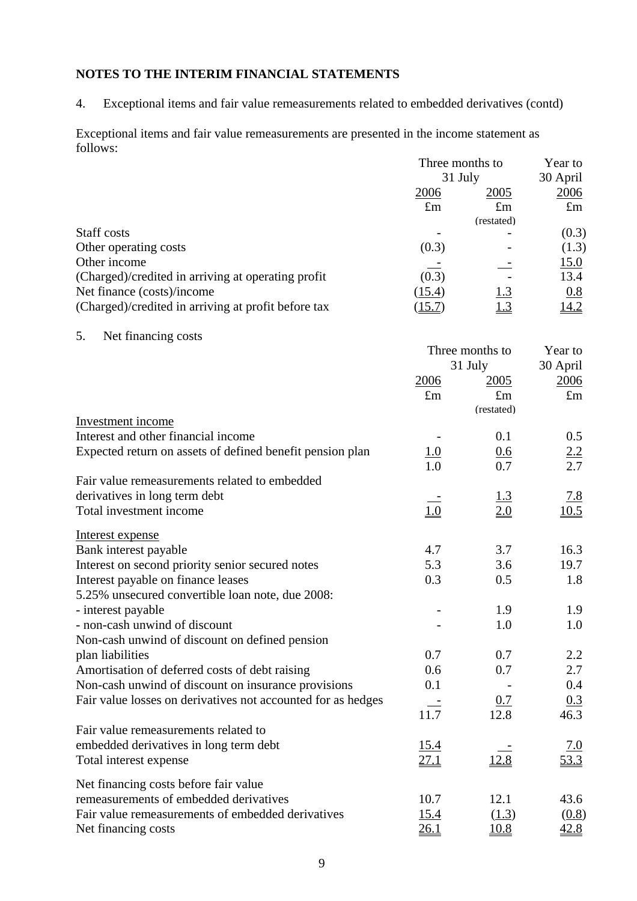## NOTES TO THE INTERIM FINANCIAL STATEMENTS

4. Exceptional items and fair value remeasurements related to embedded derivatives (contd)

Exceptional items and fair value remeasurements are presented in the income statement as follows:

| | Three months to 31 July | | Year to 30 April |
|---|---|---|---|
| | 2006 | 2005 | 2006 |
| | £m | £m (restated) | £m |
| Staff costs | - | - | (0.3) |
| Other operating costs | (0.3) | - | (1.3) |
| Other income | - | - | 15.0 |
| (Charged)/credited in arriving at operating profit | (0.3) | - | 13.4 |
| Net finance (costs)/income | (15.4) | 1.3 | 0.8 |
| (Charged)/credited in arriving at profit before tax | (15.7) | 1.3 | 14.2 |

5. Net financing costs

| | Three months to 31 July | | Year to 30 April |
|---|---|---|---|
| | 2006 | 2005 | 2006 |
| | £m | £m (restated) | £m |
| Investment income | | | |
| Interest and other financial income | - | 0.1 | 0.5 |
| Expected return on assets of defined benefit pension plan | 1.0 | 0.6 | 2.2 |
| | 1.0 | 0.7 | 2.7 |
| Fair value remeasurements related to embedded derivatives in long term debt | - | 1.3 | 7.8 |
| Total investment income | 1.0 | 2.0 | 10.5 |
| Interest expense | | | |
| Bank interest payable | 4.7 | 3.7 | 16.3 |
| Interest on second priority senior secured notes | 5.3 | 3.6 | 19.7 |
| Interest payable on finance leases | 0.3 | 0.5 | 1.8 |
| 5.25% unsecured convertible loan note, due 2008: | | | |
| - interest payable | - | 1.9 | 1.9 |
| - non-cash unwind of discount | - | 1.0 | 1.0 |
| Non-cash unwind of discount on defined pension plan liabilities | 0.7 | 0.7 | 2.2 |
| Amortisation of deferred costs of debt raising | 0.6 | 0.7 | 2.7 |
| Non-cash unwind of discount on insurance provisions | 0.1 | - | 0.4 |
| Fair value losses on derivatives not accounted for as hedges | - | 0.7 | 0.3 |
| | 11.7 | 12.8 | 46.3 |
| Fair value remeasurements related to embedded derivatives in long term debt | 15.4 | - | 7.0 |
| Total interest expense | 27.1 | 12.8 | 53.3 |
| Net financing costs before fair value remeasurements of embedded derivatives | 10.7 | 12.1 | 43.6 |
| Fair value remeasurements of embedded derivatives | 15.4 | (1.3) | (0.8) |
| Net financing costs | 26.1 | 10.8 | 42.8 |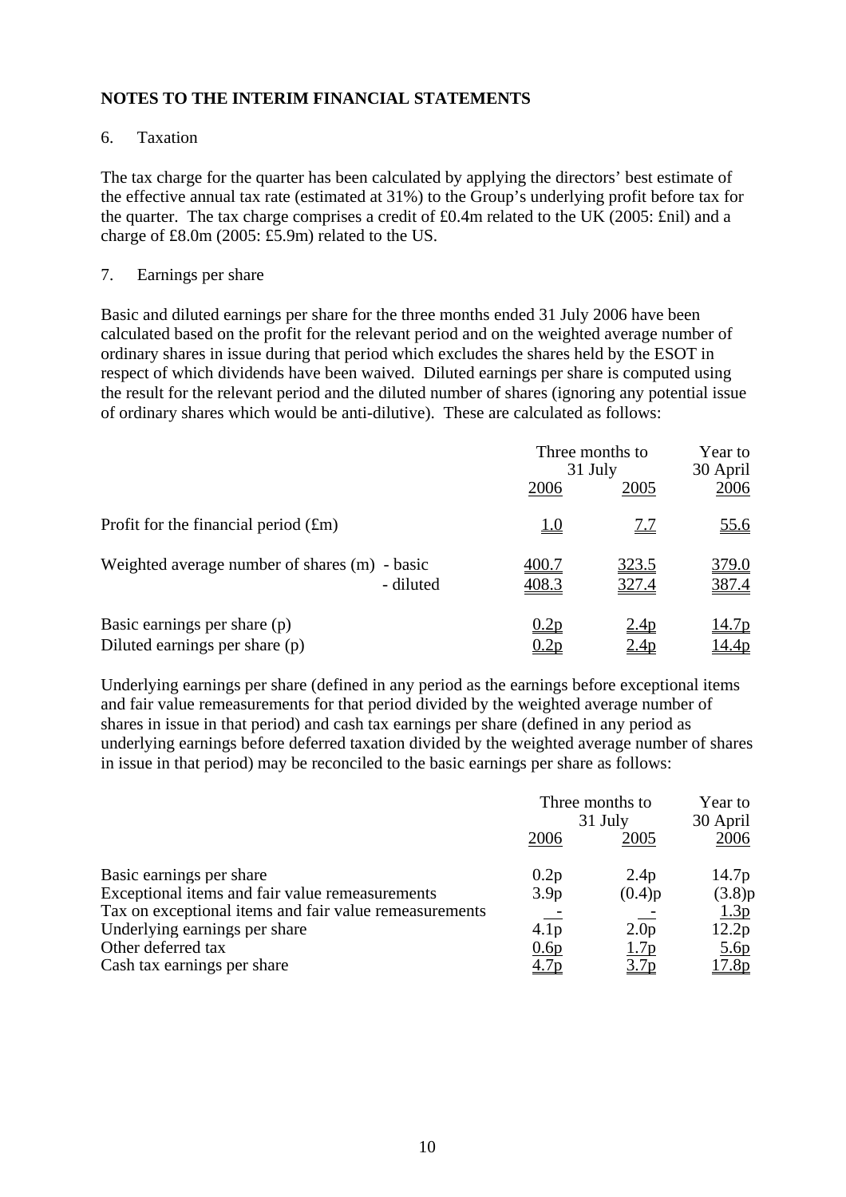## NOTES TO THE INTERIM FINANCIAL STATEMENTS

6. Taxation

The tax charge for the quarter has been calculated by applying the directors' best estimate of the effective annual tax rate (estimated at 31%) to the Group's underlying profit before tax for the quarter. The tax charge comprises a credit of £0.4m related to the UK (2005: £nil) and a charge of £8.0m (2005: £5.9m) related to the US.

7. Earnings per share

Basic and diluted earnings per share for the three months ended 31 July 2006 have been calculated based on the profit for the relevant period and on the weighted average number of ordinary shares in issue during that period which excludes the shares held by the ESOT in respect of which dividends have been waived. Diluted earnings per share is computed using the result for the relevant period and the diluted number of shares (ignoring any potential issue of ordinary shares which would be anti-dilutive). These are calculated as follows:

| | Three months to 31 July 2006 | Three months to 31 July 2005 | Year to 30 April 2006 |
|---|---|---|---|
| Profit for the financial period (£m) | 1.0 | 7.7 | 55.6 |
| Weighted average number of shares (m) - basic | 400.7 | 323.5 | 379.0 |
| - diluted | 408.3 | 327.4 | 387.4 |
| Basic earnings per share (p) | 0.2p | 2.4p | 14.7p |
| Diluted earnings per share (p) | 0.2p | 2.4p | 14.4p |

Underlying earnings per share (defined in any period as the earnings before exceptional items and fair value remeasurements for that period divided by the weighted average number of shares in issue in that period) and cash tax earnings per share (defined in any period as underlying earnings before deferred taxation divided by the weighted average number of shares in issue in that period) may be reconciled to the basic earnings per share as follows:

| | Three months to 31 July 2006 | Three months to 31 July 2005 | Year to 30 April 2006 |
|---|---|---|---|
| Basic earnings per share | 0.2p | 2.4p | 14.7p |
| Exceptional items and fair value remeasurements | 3.9p | (0.4)p | (3.8)p |
| Tax on exceptional items and fair value remeasurements | - | - | 1.3p |
| Underlying earnings per share | 4.1p | 2.0p | 12.2p |
| Other deferred tax | 0.6p | 1.7p | 5.6p |
| Cash tax earnings per share | 4.7p | 3.7p | 17.8p |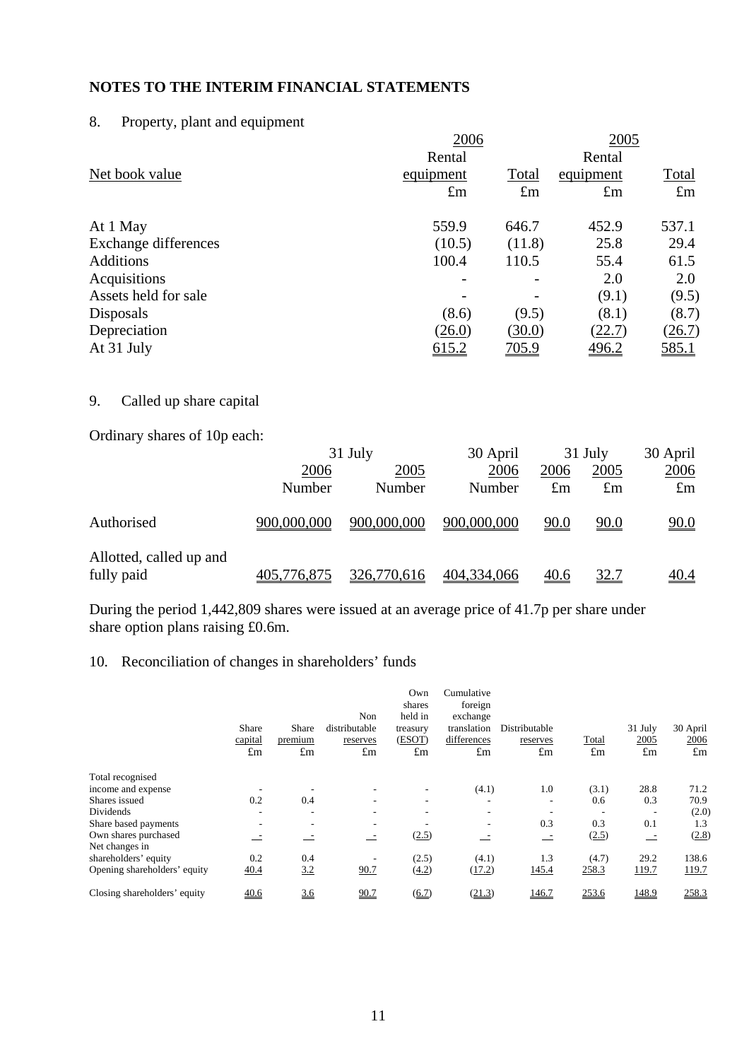## NOTES TO THE INTERIM FINANCIAL STATEMENTS

### 8. Property, plant and equipment

| Net book value | 2006 Rental equipment £m | 2006 Total £m | 2005 Rental equipment £m | 2005 Total £m |
|---|---|---|---|---|
| At 1 May | 559.9 | 646.7 | 452.9 | 537.1 |
| Exchange differences | (10.5) | (11.8) | 25.8 | 29.4 |
| Additions | 100.4 | 110.5 | 55.4 | 61.5 |
| Acquisitions | - | - | 2.0 | 2.0 |
| Assets held for sale | - | - | (9.1) | (9.5) |
| Disposals | (8.6) | (9.5) | (8.1) | (8.7) |
| Depreciation | (26.0) | (30.0) | (22.7) | (26.7) |
| At 31 July | 615.2 | 705.9 | 496.2 | 585.1 |

### 9. Called up share capital

Ordinary shares of 10p each:

| | 31 July 2006 Number | 31 July 2005 Number | 30 April 2006 Number | 31 July 2006 £m | 31 July 2005 £m | 30 April 2006 £m |
|---|---|---|---|---|---|---|
| Authorised | 900,000,000 | 900,000,000 | 900,000,000 | 90.0 | 90.0 | 90.0 |
| Allotted, called up and fully paid | 405,776,875 | 326,770,616 | 404,334,066 | 40.6 | 32.7 | 40.4 |

During the period 1,442,809 shares were issued at an average price of 41.7p per share under share option plans raising £0.6m.

### 10. Reconciliation of changes in shareholders' funds

| | Share capital £m | Share premium £m | Non distributable reserves £m | Own shares held in treasury (ESOT) £m | Cumulative foreign exchange translation differences £m | Distributable reserves £m | Total £m | 31 July 2005 £m | 30 April 2006 £m |
|---|---|---|---|---|---|---|---|---|---|
| Total recognised income and expense | - | - | - | - | (4.1) | 1.0 | (3.1) | 28.8 | 71.2 |
| Shares issued | 0.2 | 0.4 | - | - | - | - | 0.6 | 0.3 | 70.9 |
| Dividends | - | - | - | - | - | - | - | - | (2.0) |
| Share based payments | - | - | - | - | - | 0.3 | 0.3 | 0.1 | 1.3 |
| Own shares purchased | - | - | - | (2.5) | - | - | (2.5) | - | (2.8) |
| Net changes in shareholders' equity | 0.2 | 0.4 | - | (2.5) | (4.1) | 1.3 | (4.7) | 29.2 | 138.6 |
| Opening shareholders' equity | 40.4 | 3.2 | 90.7 | (4.2) | (17.2) | 145.4 | 258.3 | 119.7 | 119.7 |
| Closing shareholders' equity | 40.6 | 3.6 | 90.7 | (6.7) | (21.3) | 146.7 | 253.6 | 148.9 | 258.3 |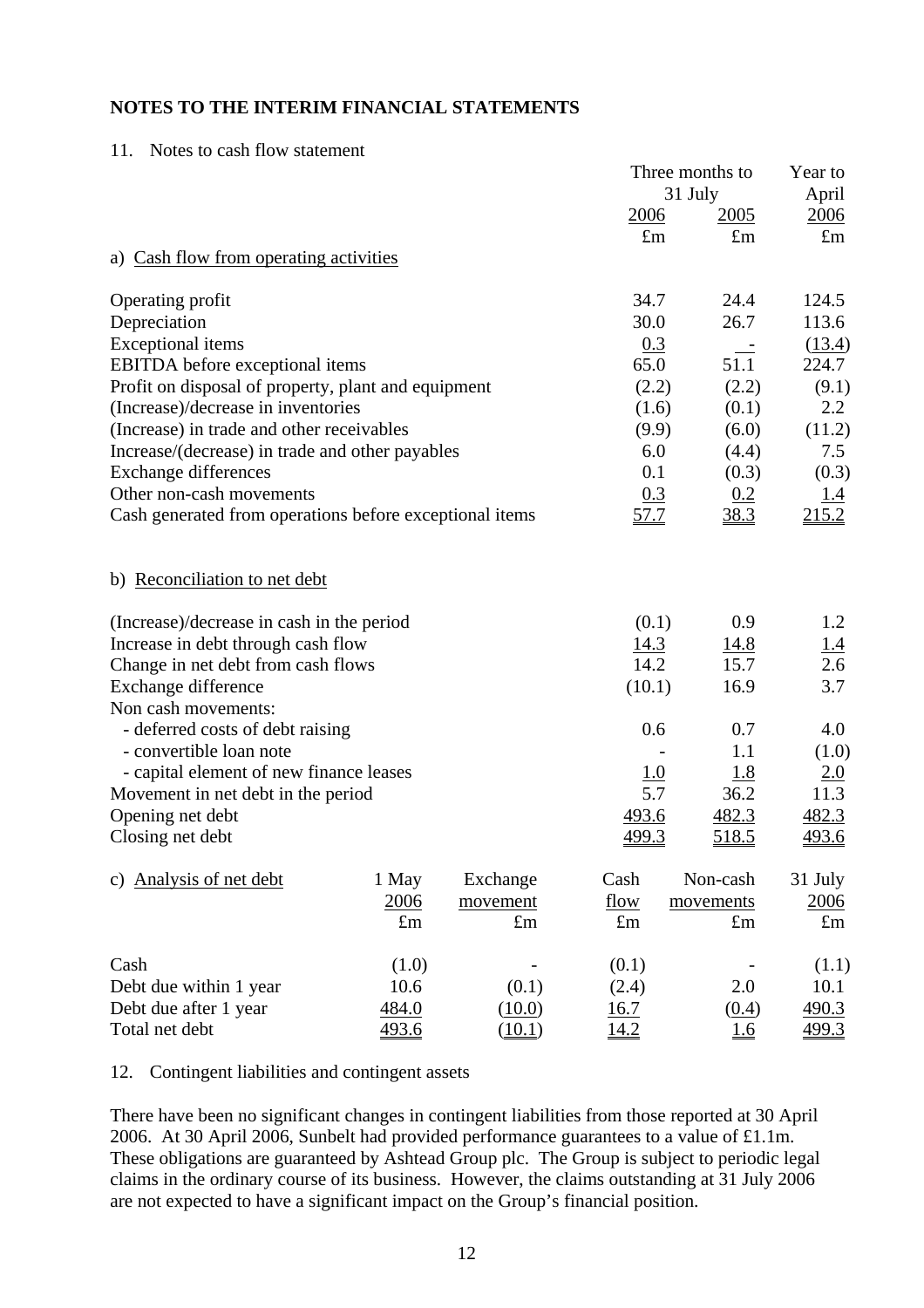## NOTES TO THE INTERIM FINANCIAL STATEMENTS

### 11. Notes to cash flow statement

| | Three months to 31 July 2006 | Three months to 31 July 2005 | Year to April 2006 |
|---|---|---|---|
| | £m | £m | £m |
| **a) Cash flow from operating activities** | | | |
| Operating profit | 34.7 | 24.4 | 124.5 |
| Depreciation | 30.0 | 26.7 | 113.6 |
| Exceptional items | 0.3 | - | (13.4) |
| EBITDA before exceptional items | 65.0 | 51.1 | 224.7 |
| Profit on disposal of property, plant and equipment | (2.2) | (2.2) | (9.1) |
| (Increase)/decrease in inventories | (1.6) | (0.1) | 2.2 |
| (Increase) in trade and other receivables | (9.9) | (6.0) | (11.2) |
| Increase/(decrease) in trade and other payables | 6.0 | (4.4) | 7.5 |
| Exchange differences | 0.1 | (0.3) | (0.3) |
| Other non-cash movements | 0.3 | 0.2 | 1.4 |
| Cash generated from operations before exceptional items | 57.7 | 38.3 | 215.2 |

| | Three months to 31 July 2006 | Three months to 31 July 2005 | Year to April 2006 |
|---|---|---|---|
| | £m | £m | £m |
| **b) Reconciliation to net debt** | | | |
| (Increase)/decrease in cash in the period | (0.1) | 0.9 | 1.2 |
| Increase in debt through cash flow | 14.3 | 14.8 | 1.4 |
| Change in net debt from cash flows | 14.2 | 15.7 | 2.6 |
| Exchange difference | (10.1) | 16.9 | 3.7 |
| Non cash movements: | | | |
| - deferred costs of debt raising | 0.6 | 0.7 | 4.0 |
| - convertible loan note | - | 1.1 | (1.0) |
| - capital element of new finance leases | 1.0 | 1.8 | 2.0 |
| Movement in net debt in the period | 5.7 | 36.2 | 11.3 |
| Opening net debt | 493.6 | 482.3 | 482.3 |
| Closing net debt | 499.3 | 518.5 | 493.6 |

| c) Analysis of net debt | 1 May 2006 | Exchange movement | Cash flow | Non-cash movements | 31 July 2006 |
|---|---|---|---|---|---|
| | £m | £m | £m | £m | £m |
| Cash | (1.0) | - | (0.1) | - | (1.1) |
| Debt due within 1 year | 10.6 | (0.1) | (2.4) | 2.0 | 10.1 |
| Debt due after 1 year | 484.0 | (10.0) | 16.7 | (0.4) | 490.3 |
| Total net debt | 493.6 | (10.1) | 14.2 | 1.6 | 499.3 |

### 12. Contingent liabilities and contingent assets

There have been no significant changes in contingent liabilities from those reported at 30 April 2006. At 30 April 2006, Sunbelt had provided performance guarantees to a value of £1.1m. These obligations are guaranteed by Ashtead Group plc. The Group is subject to periodic legal claims in the ordinary course of its business. However, the claims outstanding at 31 July 2006 are not expected to have a significant impact on the Group's financial position.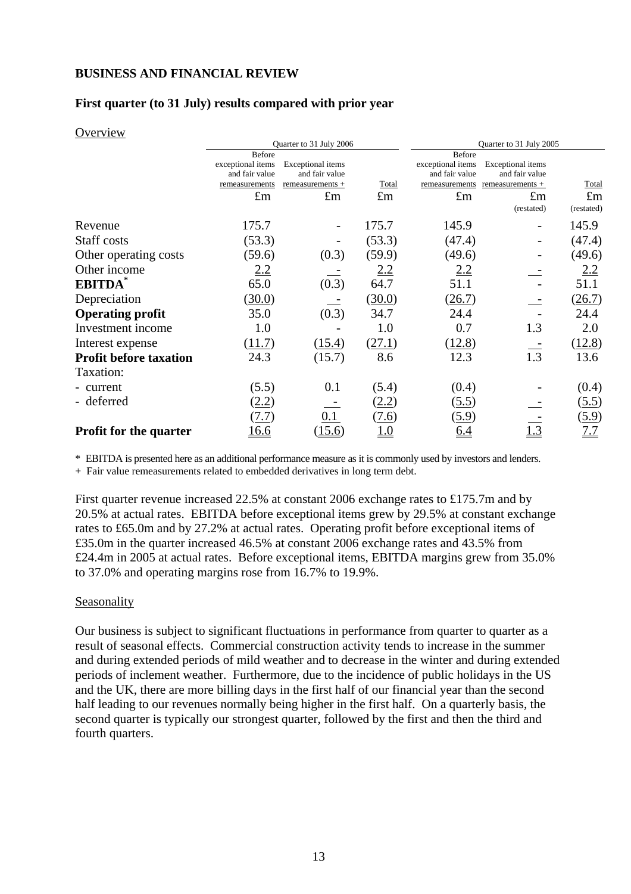## BUSINESS AND FINANCIAL REVIEW

### First quarter (to 31 July) results compared with prior year

Overview

| | Quarter to 31 July 2006 | | | Quarter to 31 July 2005 | | |
|---|---|---|---|---|---|---|
| | Before exceptional items and fair value remeasurements | Exceptional items and fair value remeasurements + | Total | Before exceptional items and fair value remeasurements | Exceptional items and fair value remeasurements + | Total |
| | £m | £m | £m | £m | £m (restated) | £m (restated) |
| Revenue | 175.7 | - | 175.7 | 145.9 | - | 145.9 |
| Staff costs | (53.3) | - | (53.3) | (47.4) | - | (47.4) |
| Other operating costs | (59.6) | (0.3) | (59.9) | (49.6) | - | (49.6) |
| Other income | 2.2 | - | 2.2 | 2.2 | - | 2.2 |
| **EBITDA*** | 65.0 | (0.3) | 64.7 | 51.1 | - | 51.1 |
| Depreciation | (30.0) | - | (30.0) | (26.7) | - | (26.7) |
| **Operating profit** | 35.0 | (0.3) | 34.7 | 24.4 | - | 24.4 |
| Investment income | 1.0 | - | 1.0 | 0.7 | 1.3 | 2.0 |
| Interest expense | (11.7) | (15.4) | (27.1) | (12.8) | - | (12.8) |
| **Profit before taxation** | 24.3 | (15.7) | 8.6 | 12.3 | 1.3 | 13.6 |
| Taxation: | | | | | | |
| - current | (5.5) | 0.1 | (5.4) | (0.4) | - | (0.4) |
| - deferred | (2.2) | - | (2.2) | (5.5) | - | (5.5) |
| | (7.7) | 0.1 | (7.6) | (5.9) | - | (5.9) |
| **Profit for the quarter** | 16.6 | (15.6) | 1.0 | 6.4 | 1.3 | 7.7 |

\* EBITDA is presented here as an additional performance measure as it is commonly used by investors and lenders.
\+ Fair value remeasurements related to embedded derivatives in long term debt.

First quarter revenue increased 22.5% at constant 2006 exchange rates to £175.7m and by 20.5% at actual rates. EBITDA before exceptional items grew by 29.5% at constant exchange rates to £65.0m and by 27.2% at actual rates. Operating profit before exceptional items of £35.0m in the quarter increased 46.5% at constant 2006 exchange rates and 43.5% from £24.4m in 2005 at actual rates. Before exceptional items, EBITDA margins grew from 35.0% to 37.0% and operating margins rose from 16.7% to 19.9%.

Seasonality

Our business is subject to significant fluctuations in performance from quarter to quarter as a result of seasonal effects. Commercial construction activity tends to increase in the summer and during extended periods of mild weather and to decrease in the winter and during extended periods of inclement weather. Furthermore, due to the incidence of public holidays in the US and the UK, there are more billing days in the first half of our financial year than the second half leading to our revenues normally being higher in the first half. On a quarterly basis, the second quarter is typically our strongest quarter, followed by the first and then the third and fourth quarters.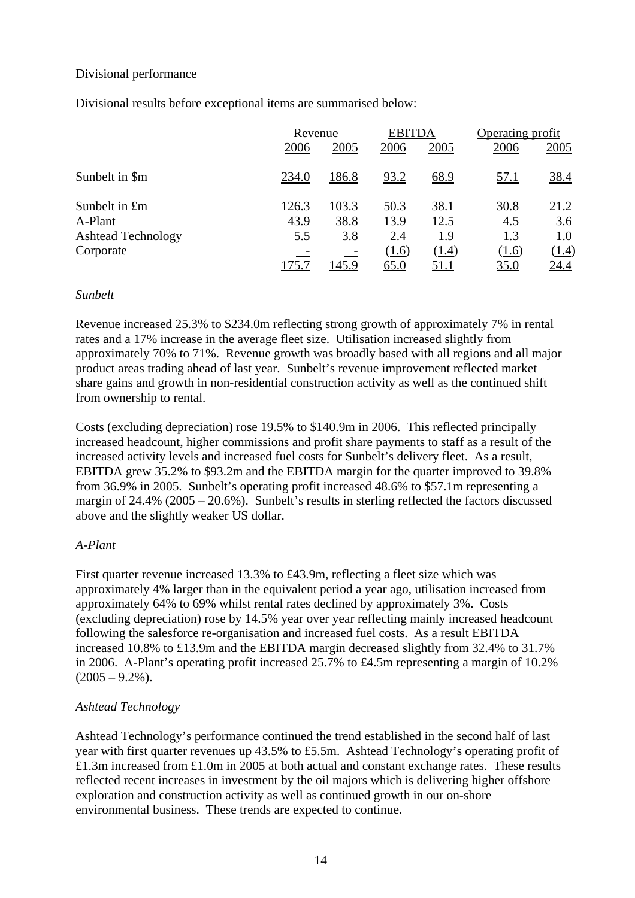Divisional performance

Divisional results before exceptional items are summarised below:

| | Revenue | | EBITDA | | Operating profit | |
|---|---|---|---|---|---|---|
| | 2006 | 2005 | 2006 | 2005 | 2006 | 2005 |
| Sunbelt in \$m | 234.0 | 186.8 | 93.2 | 68.9 | 57.1 | 38.4 |
| Sunbelt in £m | 126.3 | 103.3 | 50.3 | 38.1 | 30.8 | 21.2 |
| A-Plant | 43.9 | 38.8 | 13.9 | 12.5 | 4.5 | 3.6 |
| Ashtead Technology | 5.5 | 3.8 | 2.4 | 1.9 | 1.3 | 1.0 |
| Corporate | - | - | (1.6) | (1.4) | (1.6) | (1.4) |
| | 175.7 | 145.9 | 65.0 | 51.1 | 35.0 | 24.4 |

*Sunbelt*

Revenue increased 25.3% to \$234.0m reflecting strong growth of approximately 7% in rental rates and a 17% increase in the average fleet size. Utilisation increased slightly from approximately 70% to 71%. Revenue growth was broadly based with all regions and all major product areas trading ahead of last year. Sunbelt's revenue improvement reflected market share gains and growth in non-residential construction activity as well as the continued shift from ownership to rental.

Costs (excluding depreciation) rose 19.5% to \$140.9m in 2006. This reflected principally increased headcount, higher commissions and profit share payments to staff as a result of the increased activity levels and increased fuel costs for Sunbelt's delivery fleet. As a result, EBITDA grew 35.2% to \$93.2m and the EBITDA margin for the quarter improved to 39.8% from 36.9% in 2005. Sunbelt's operating profit increased 48.6% to \$57.1m representing a margin of 24.4% (2005 – 20.6%). Sunbelt's results in sterling reflected the factors discussed above and the slightly weaker US dollar.

*A-Plant*

First quarter revenue increased 13.3% to £43.9m, reflecting a fleet size which was approximately 4% larger than in the equivalent period a year ago, utilisation increased from approximately 64% to 69% whilst rental rates declined by approximately 3%. Costs (excluding depreciation) rose by 14.5% year over year reflecting mainly increased headcount following the salesforce re-organisation and increased fuel costs. As a result EBITDA increased 10.8% to £13.9m and the EBITDA margin decreased slightly from 32.4% to 31.7% in 2006. A-Plant's operating profit increased 25.7% to £4.5m representing a margin of 10.2% (2005 – 9.2%).

*Ashtead Technology*

Ashtead Technology's performance continued the trend established in the second half of last year with first quarter revenues up 43.5% to £5.5m. Ashtead Technology's operating profit of £1.3m increased from £1.0m in 2005 at both actual and constant exchange rates. These results reflected recent increases in investment by the oil majors which is delivering higher offshore exploration and construction activity as well as continued growth in our on-shore environmental business. These trends are expected to continue.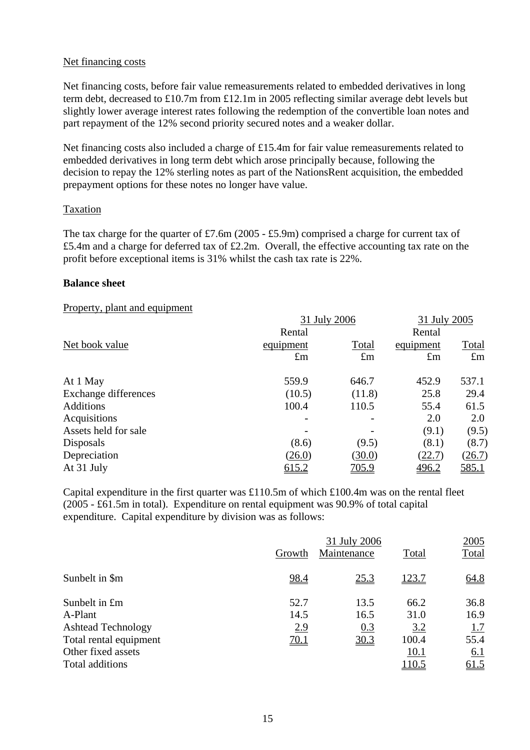Net financing costs

Net financing costs, before fair value remeasurements related to embedded derivatives in long term debt, decreased to £10.7m from £12.1m in 2005 reflecting similar average debt levels but slightly lower average interest rates following the redemption of the convertible loan notes and part repayment of the 12% second priority secured notes and a weaker dollar.

Net financing costs also included a charge of £15.4m for fair value remeasurements related to embedded derivatives in long term debt which arose principally because, following the decision to repay the 12% sterling notes as part of the NationsRent acquisition, the embedded prepayment options for these notes no longer have value.

Taxation

The tax charge for the quarter of £7.6m (2005 - £5.9m) comprised a charge for current tax of £5.4m and a charge for deferred tax of £2.2m. Overall, the effective accounting tax rate on the profit before exceptional items is 31% whilst the cash tax rate is 22%.

**Balance sheet**

Property, plant and equipment

| | 31 July 2006 | | 31 July 2005 | |
|---|---|---|---|---|
| Net book value | Rental equipment | Total | Rental equipment | Total |
| | £m | £m | £m | £m |
| At 1 May | 559.9 | 646.7 | 452.9 | 537.1 |
| Exchange differences | (10.5) | (11.8) | 25.8 | 29.4 |
| Additions | 100.4 | 110.5 | 55.4 | 61.5 |
| Acquisitions | - | - | 2.0 | 2.0 |
| Assets held for sale | - | - | (9.1) | (9.5) |
| Disposals | (8.6) | (9.5) | (8.1) | (8.7) |
| Depreciation | (26.0) | (30.0) | (22.7) | (26.7) |
| At 31 July | 615.2 | 705.9 | 496.2 | 585.1 |

Capital expenditure in the first quarter was £110.5m of which £100.4m was on the rental fleet (2005 - £61.5m in total). Expenditure on rental equipment was 90.9% of total capital expenditure. Capital expenditure by division was as follows:

| | 31 July 2006 | | | 2005 |
|---|---|---|---|---|
| | Growth | Maintenance | Total | Total |
| Sunbelt in \$m | 98.4 | 25.3 | 123.7 | 64.8 |
| Sunbelt in £m | 52.7 | 13.5 | 66.2 | 36.8 |
| A-Plant | 14.5 | 16.5 | 31.0 | 16.9 |
| Ashtead Technology | 2.9 | 0.3 | 3.2 | 1.7 |
| Total rental equipment | 70.1 | 30.3 | 100.4 | 55.4 |
| Other fixed assets | | | 10.1 | 6.1 |
| Total additions | | | 110.5 | 61.5 |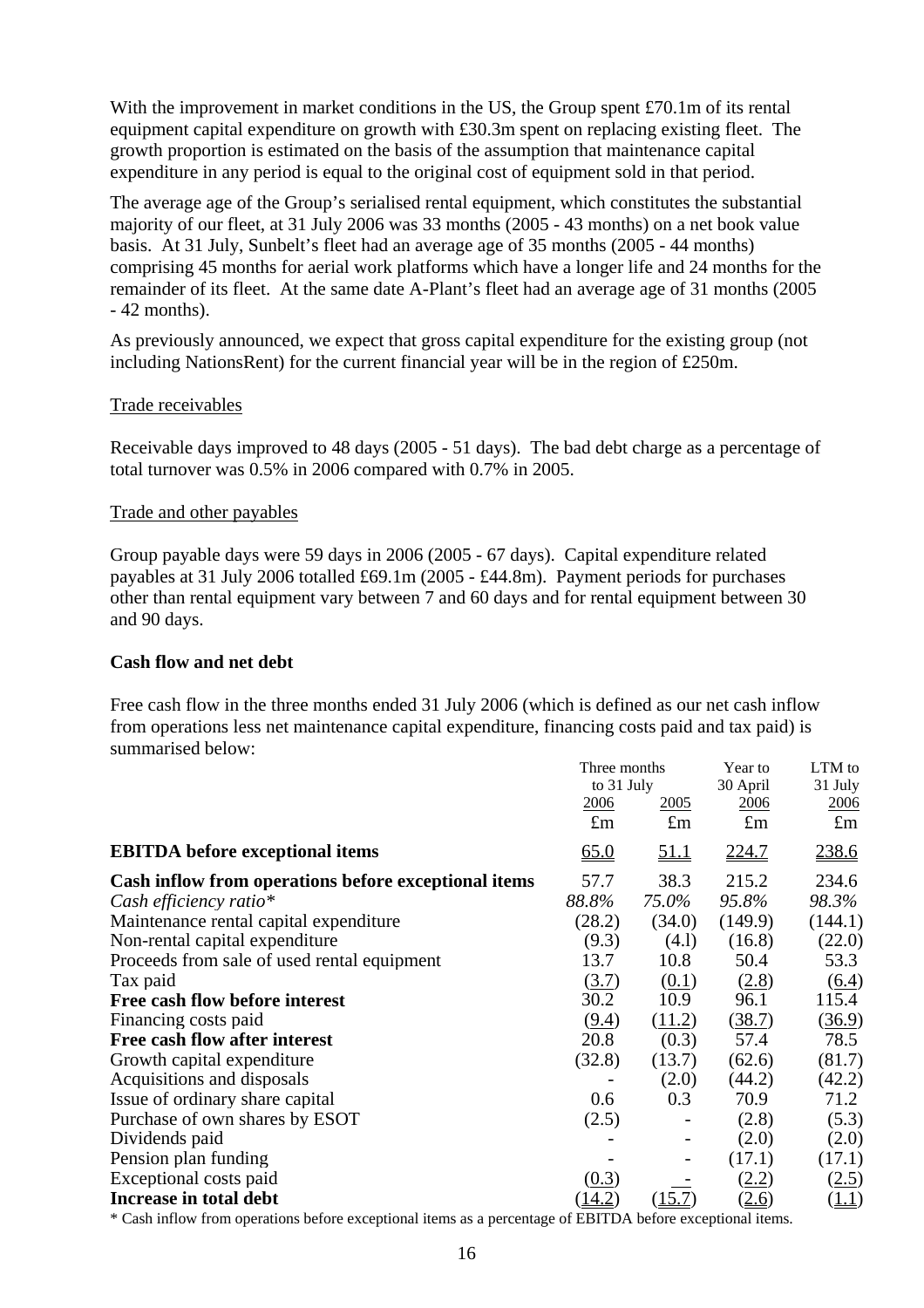With the improvement in market conditions in the US, the Group spent £70.1m of its rental equipment capital expenditure on growth with £30.3m spent on replacing existing fleet. The growth proportion is estimated on the basis of the assumption that maintenance capital expenditure in any period is equal to the original cost of equipment sold in that period.

The average age of the Group's serialised rental equipment, which constitutes the substantial majority of our fleet, at 31 July 2006 was 33 months (2005 - 43 months) on a net book value basis. At 31 July, Sunbelt's fleet had an average age of 35 months (2005 - 44 months) comprising 45 months for aerial work platforms which have a longer life and 24 months for the remainder of its fleet. At the same date A-Plant's fleet had an average age of 31 months (2005 - 42 months).

As previously announced, we expect that gross capital expenditure for the existing group (not including NationsRent) for the current financial year will be in the region of £250m.

Trade receivables

Receivable days improved to 48 days (2005 - 51 days). The bad debt charge as a percentage of total turnover was 0.5% in 2006 compared with 0.7% in 2005.

Trade and other payables

Group payable days were 59 days in 2006 (2005 - 67 days). Capital expenditure related payables at 31 July 2006 totalled £69.1m (2005 - £44.8m). Payment periods for purchases other than rental equipment vary between 7 and 60 days and for rental equipment between 30 and 90 days.

**Cash flow and net debt**

Free cash flow in the three months ended 31 July 2006 (which is defined as our net cash inflow from operations less net maintenance capital expenditure, financing costs paid and tax paid) is summarised below:

| | Three months to 31 July | | Year to 30 April | LTM to 31 July |
|---|---|---|---|---|
| | 2006 | 2005 | 2006 | 2006 |
| | £m | £m | £m | £m |
| **EBITDA before exceptional items** | 65.0 | 51.1 | 224.7 | 238.6 |
| **Cash inflow from operations before exceptional items** | 57.7 | 38.3 | 215.2 | 234.6 |
| *Cash efficiency ratio** | *88.8%* | *75.0%* | *95.8%* | *98.3%* |
| Maintenance rental capital expenditure | (28.2) | (34.0) | (149.9) | (144.1) |
| Non-rental capital expenditure | (9.3) | (4.1) | (16.8) | (22.0) |
| Proceeds from sale of used rental equipment | 13.7 | 10.8 | 50.4 | 53.3 |
| Tax paid | (3.7) | (0.1) | (2.8) | (6.4) |
| **Free cash flow before interest** | 30.2 | 10.9 | 96.1 | 115.4 |
| Financing costs paid | (9.4) | (11.2) | (38.7) | (36.9) |
| **Free cash flow after interest** | 20.8 | (0.3) | 57.4 | 78.5 |
| Growth capital expenditure | (32.8) | (13.7) | (62.6) | (81.7) |
| Acquisitions and disposals | - | (2.0) | (44.2) | (42.2) |
| Issue of ordinary share capital | 0.6 | 0.3 | 70.9 | 71.2 |
| Purchase of own shares by ESOT | (2.5) | - | (2.8) | (5.3) |
| Dividends paid | - | - | (2.0) | (2.0) |
| Pension plan funding | - | - | (17.1) | (17.1) |
| Exceptional costs paid | (0.3) | - | (2.2) | (2.5) |
| **Increase in total debt** | (14.2) | (15.7) | (2.6) | (1.1) |

\* Cash inflow from operations before exceptional items as a percentage of EBITDA before exceptional items.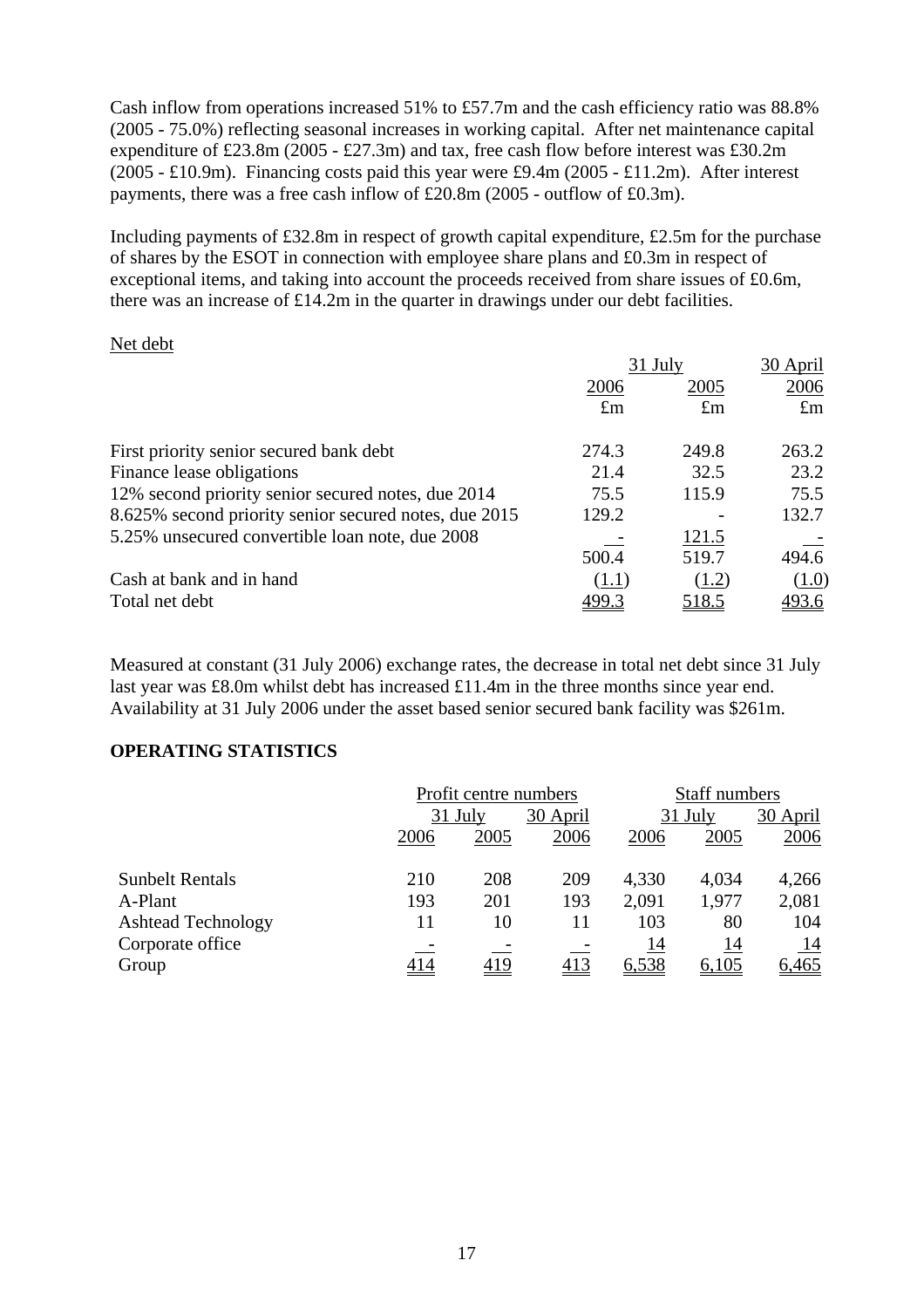Cash inflow from operations increased 51% to £57.7m and the cash efficiency ratio was 88.8% (2005 - 75.0%) reflecting seasonal increases in working capital. After net maintenance capital expenditure of £23.8m (2005 - £27.3m) and tax, free cash flow before interest was £30.2m (2005 - £10.9m). Financing costs paid this year were £9.4m (2005 - £11.2m). After interest payments, there was a free cash inflow of £20.8m (2005 - outflow of £0.3m).

Including payments of £32.8m in respect of growth capital expenditure, £2.5m for the purchase of shares by the ESOT in connection with employee share plans and £0.3m in respect of exceptional items, and taking into account the proceeds received from share issues of £0.6m, there was an increase of £14.2m in the quarter in drawings under our debt facilities.

Net debt

| | 31 July | | 30 April |
|---|---|---|---|
| | 2006 | 2005 | 2006 |
| | £m | £m | £m |
| First priority senior secured bank debt | 274.3 | 249.8 | 263.2 |
| Finance lease obligations | 21.4 | 32.5 | 23.2 |
| 12% second priority senior secured notes, due 2014 | 75.5 | 115.9 | 75.5 |
| 8.625% second priority senior secured notes, due 2015 | 129.2 | - | 132.7 |
| 5.25% unsecured convertible loan note, due 2008 | - | 121.5 | - |
| | 500.4 | 519.7 | 494.6 |
| Cash at bank and in hand | (1.1) | (1.2) | (1.0) |
| Total net debt | 499.3 | 518.5 | 493.6 |

Measured at constant (31 July 2006) exchange rates, the decrease in total net debt since 31 July last year was £8.0m whilst debt has increased £11.4m in the three months since year end. Availability at 31 July 2006 under the asset based senior secured bank facility was $261m.

## OPERATING STATISTICS

| | Profit centre numbers | | | Staff numbers | | |
|---|---|---|---|---|---|---|
| | 31 July | | 30 April | 31 July | | 30 April |
| | 2006 | 2005 | 2006 | 2006 | 2005 | 2006 |
| Sunbelt Rentals | 210 | 208 | 209 | 4,330 | 4,034 | 4,266 |
| A-Plant | 193 | 201 | 193 | 2,091 | 1,977 | 2,081 |
| Ashtead Technology | 11 | 10 | 11 | 103 | 80 | 104 |
| Corporate office | - | - | - | 14 | 14 | 14 |
| Group | 414 | 419 | 413 | 6,538 | 6,105 | 6,465 |